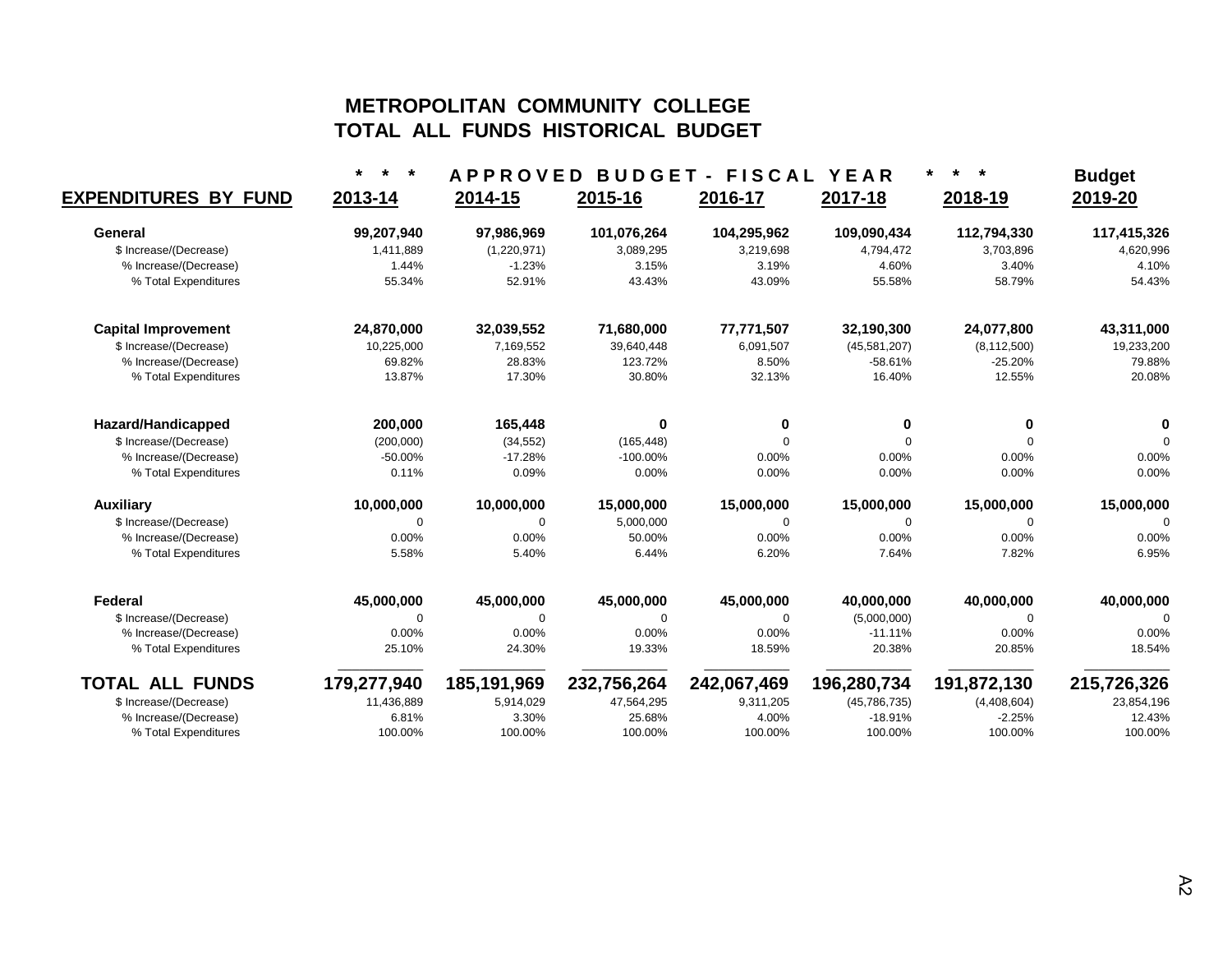# METROPOLITAN COMMUNITY COLLEGE
## TOTAL ALL FUNDS HISTORICAL BUDGET

| EXPENDITURES BY FUND | * * * | APPROVED BUDGET - FISCAL YEAR | | | | * * * | Budget |
|---|---|---|---|---|---|---|---|
| | 2013-14 | 2014-15 | 2015-16 | 2016-17 | 2017-18 | 2018-19 | 2019-20 |
| **General** | **99,207,940** | **97,986,969** | **101,076,264** | **104,295,962** | **109,090,434** | **112,794,330** | **117,415,326** |
| $ Increase/(Decrease) | 1,411,889 | (1,220,971) | 3,089,295 | 3,219,698 | 4,794,472 | 3,703,896 | 4,620,996 |
| % Increase/(Decrease) | 1.44% | -1.23% | 3.15% | 3.19% | 4.60% | 3.40% | 4.10% |
| % Total Expenditures | 55.34% | 52.91% | 43.43% | 43.09% | 55.58% | 58.79% | 54.43% |
| **Capital Improvement** | **24,870,000** | **32,039,552** | **71,680,000** | **77,771,507** | **32,190,300** | **24,077,800** | **43,311,000** |
| $ Increase/(Decrease) | 10,225,000 | 7,169,552 | 39,640,448 | 6,091,507 | (45,581,207) | (8,112,500) | 19,233,200 |
| % Increase/(Decrease) | 69.82% | 28.83% | 123.72% | 8.50% | -58.61% | -25.20% | 79.88% |
| % Total Expenditures | 13.87% | 17.30% | 30.80% | 32.13% | 16.40% | 12.55% | 20.08% |
| **Hazard/Handicapped** | **200,000** | **165,448** | **0** | **0** | **0** | **0** | **0** |
| $ Increase/(Decrease) | (200,000) | (34,552) | (165,448) | 0 | 0 | 0 | 0 |
| % Increase/(Decrease) | -50.00% | -17.28% | -100.00% | 0.00% | 0.00% | 0.00% | 0.00% |
| % Total Expenditures | 0.11% | 0.09% | 0.00% | 0.00% | 0.00% | 0.00% | 0.00% |
| **Auxiliary** | **10,000,000** | **10,000,000** | **15,000,000** | **15,000,000** | **15,000,000** | **15,000,000** | **15,000,000** |
| $ Increase/(Decrease) | 0 | 0 | 5,000,000 | 0 | 0 | 0 | 0 |
| % Increase/(Decrease) | 0.00% | 0.00% | 50.00% | 0.00% | 0.00% | 0.00% | 0.00% |
| % Total Expenditures | 5.58% | 5.40% | 6.44% | 6.20% | 7.64% | 7.82% | 6.95% |
| **Federal** | **45,000,000** | **45,000,000** | **45,000,000** | **45,000,000** | **40,000,000** | **40,000,000** | **40,000,000** |
| $ Increase/(Decrease) | 0 | 0 | 0 | 0 | (5,000,000) | 0 | 0 |
| % Increase/(Decrease) | 0.00% | 0.00% | 0.00% | 0.00% | -11.11% | 0.00% | 0.00% |
| % Total Expenditures | 25.10% | 24.30% | 19.33% | 18.59% | 20.38% | 20.85% | 18.54% |
| **TOTAL ALL FUNDS** | **179,277,940** | **185,191,969** | **232,756,264** | **242,067,469** | **196,280,734** | **191,872,130** | **215,726,326** |
| $ Increase/(Decrease) | 11,436,889 | 5,914,029 | 47,564,295 | 9,311,205 | (45,786,735) | (4,408,604) | 23,854,196 |
| % Increase/(Decrease) | 6.81% | 3.30% | 25.68% | 4.00% | -18.91% | -2.25% | 12.43% |
| % Total Expenditures | 100.00% | 100.00% | 100.00% | 100.00% | 100.00% | 100.00% | 100.00% |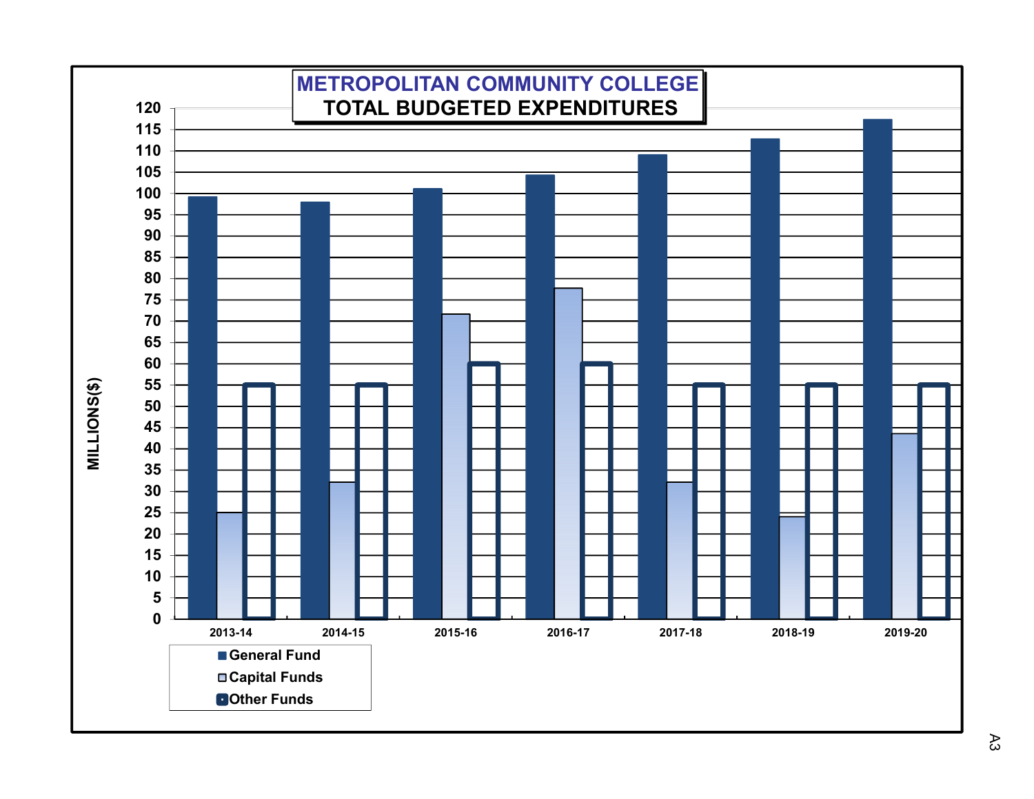METROPOLITAN COMMUNITY COLLEGE

TOTAL BUDGETED EXPENDITURES

MILLIONS($)

0
5
10
15
20
25
30
35
40
45
50
55
60
65
70
75
80
85
90
95
100
105
110
115
120

2013-14
2014-15
2015-16
2016-17
2017-18
2018-19
2019-20

General Fund
Capital Funds
Other Funds